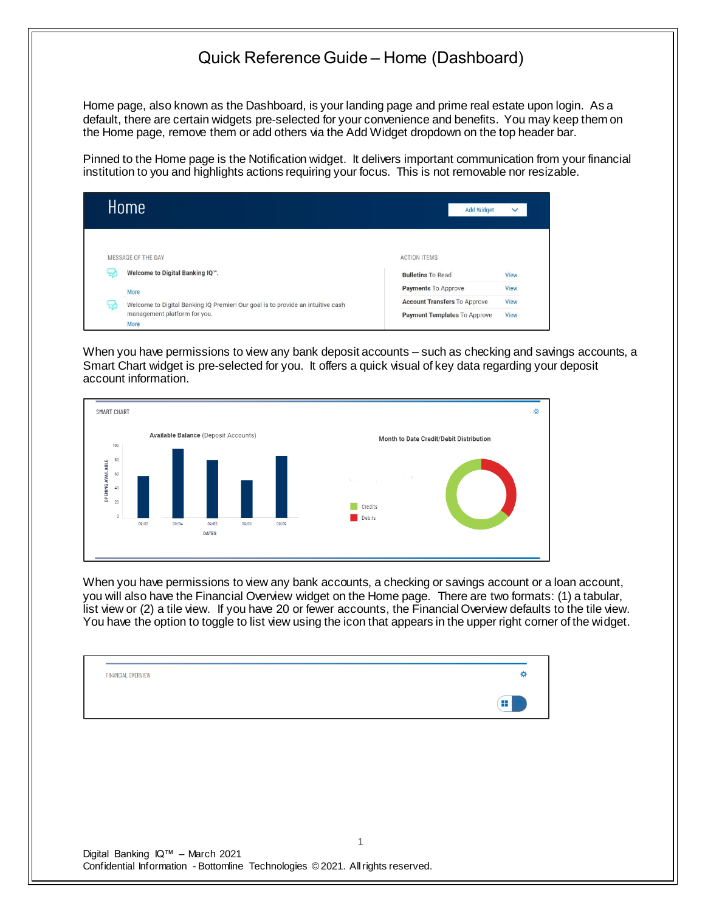# Quick Reference Guide – Home (Dashboard)

Home page, also known as the Dashboard, is your landing page and prime real estate upon login. As a default, there are certain widgets pre-selected for your convenience and benefits. You may keep them on the Home page, remove them or add others via the Add Widget dropdown on the top header bar.

Pinned to the Home page is the Notification widget. It delivers important communication from your financial institution to you and highlights actions requiring your focus. This is not removable nor resizable.

Home

Add Widget

MESSAGE OF THE DAY

Welcome to Digital Banking IQ™.

More

Welcome to Digital Banking IQ Premier! Our goal is to provide an intuitive cash management platform for you.

More

ACTION ITEMS

| | |
|---|---|
| **Bulletins** To Read | View |
| **Payments** To Approve | View |
| **Account Transfers** To Approve | View |
| **Payment Templates** To Approve | View |

When you have permissions to view any bank deposit accounts – such as checking and savings accounts, a Smart Chart widget is pre-selected for you. It offers a quick visual of key data regarding your deposit account information.

SMART CHART

**Available Balance** (Deposit Accounts)

**Month to Date Credit/Debit Distribution**

Credits

Debits

When you have permissions to view any bank accounts, a checking or savings account or a loan account, you will also have the Financial Overview widget on the Home page. There are two formats: (1) a tabular, list view or (2) a tile view. If you have 20 or fewer accounts, the Financial Overview defaults to the tile view. You have the option to toggle to list view using the icon that appears in the upper right corner of the widget.

FINANCIAL OVERVIEW

Digital Banking IQ™ – March 2021
Confidential Information - Bottomline Technologies © 2021. All rights reserved.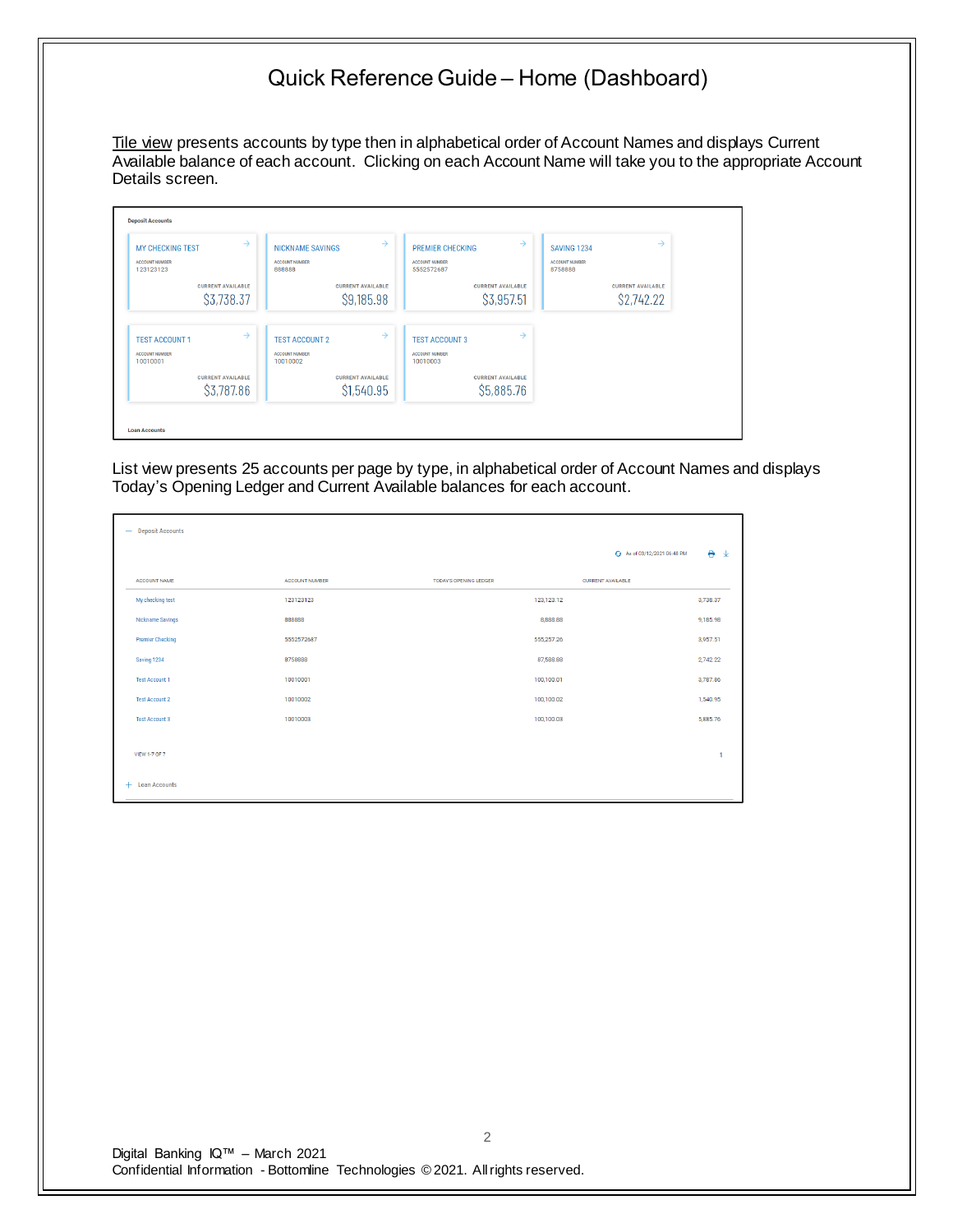# Quick Reference Guide – Home (Dashboard)

Tile view presents accounts by type then in alphabetical order of Account Names and displays Current Available balance of each account. Clicking on each Account Name will take you to the appropriate Account Details screen.

**Deposit Accounts**

| Account | Account Number | Current Available |
|---|---|---|
| MY CHECKING TEST | 123123123 | $3,738.37 |
| NICKNAME SAVINGS | 888888 | $9,185.98 |
| PREMIER CHECKING | 5552572687 | $3,957.51 |
| SAVING 1234 | 8758888 | $2,742.22 |
| TEST ACCOUNT 1 | 10010001 | $3,787.86 |
| TEST ACCOUNT 2 | 10010002 | $1,540.95 |
| TEST ACCOUNT 3 | 10010003 | $5,885.76 |

**Loan Accounts**

List view presents 25 accounts per page by type, in alphabetical order of Account Names and displays Today's Opening Ledger and Current Available balances for each account.

— Deposit Accounts

As of 03/12/2021 06:48 PM

| ACCOUNT NAME | ACCOUNT NUMBER | TODAY'S OPENING LEDGER | CURRENT AVAILABLE |
|---|---|---|---|
| My checking test | 123123123 | 123,123.12 | 3,738.37 |
| Nickname Savings | 888888 | 8,888.88 | 9,185.98 |
| Premier Checking | 5552572687 | 555,257.26 | 3,957.51 |
| Saving 1234 | 8758888 | 87,588.88 | 2,742.22 |
| Test Account 1 | 10010001 | 100,100.01 | 3,787.86 |
| Test Account 2 | 10010002 | 100,100.02 | 1,540.95 |
| Test Account 3 | 10010003 | 100,100.03 | 5,885.76 |

VIEW 1-7 OF 7

\+ Loan Accounts

Digital Banking IQ™ – March 2021
Confidential Information - Bottomline Technologies © 2021. All rights reserved.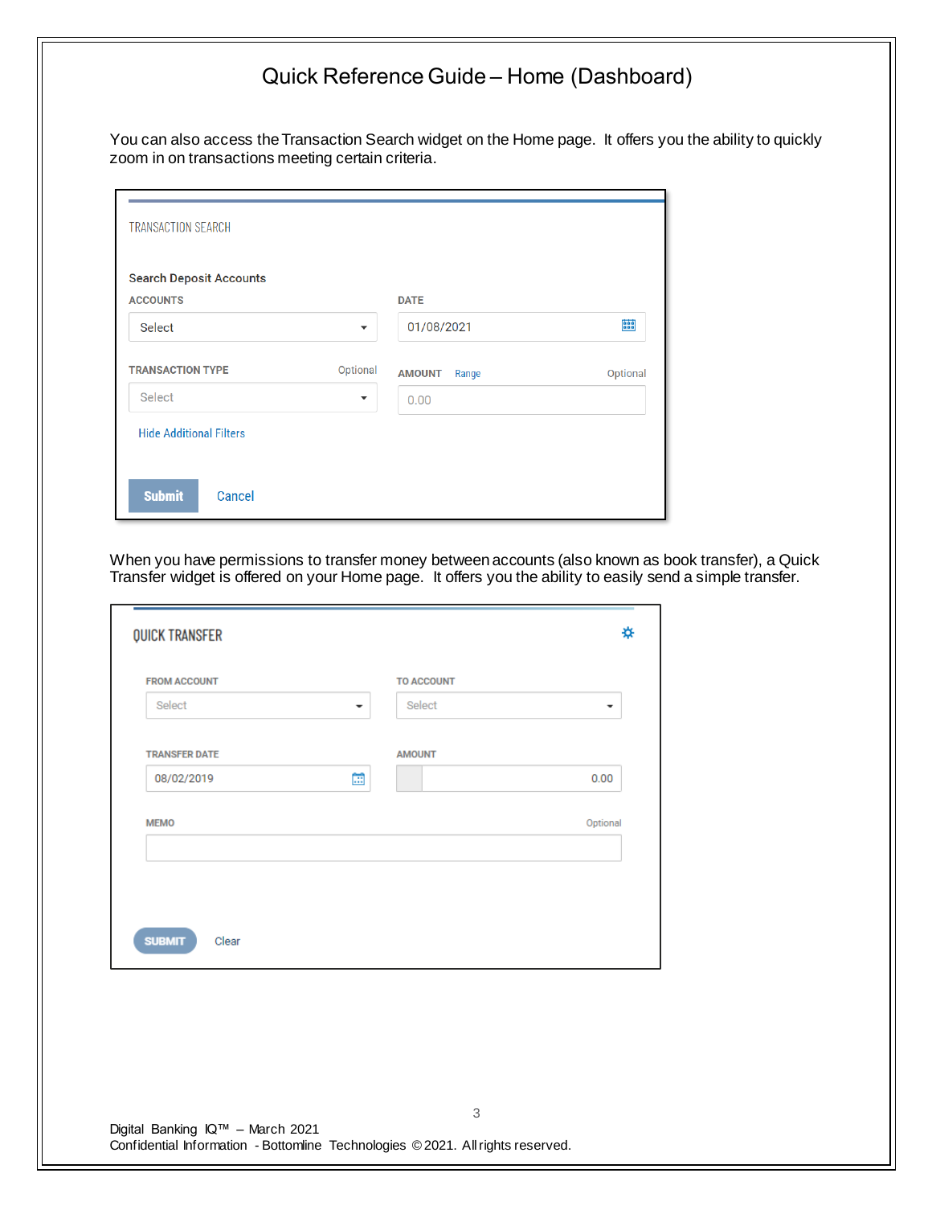# Quick Reference Guide – Home (Dashboard)

You can also access the Transaction Search widget on the Home page. It offers you the ability to quickly zoom in on transactions meeting certain criteria.

TRANSACTION SEARCH

Search Deposit Accounts

ACCOUNTS

Select

DATE

01/08/2021

TRANSACTION TYPE Optional

Select

AMOUNT Range Optional

0.00

Hide Additional Filters

Submit Cancel

When you have permissions to transfer money between accounts (also known as book transfer), a Quick Transfer widget is offered on your Home page. It offers you the ability to easily send a simple transfer.

QUICK TRANSFER

FROM ACCOUNT

Select

TO ACCOUNT

Select

TRANSFER DATE

08/02/2019

AMOUNT

0.00

MEMO Optional

SUBMIT Clear

Digital Banking IQ™ – March 2021
Confidential Information - Bottomline Technologies © 2021. All rights reserved.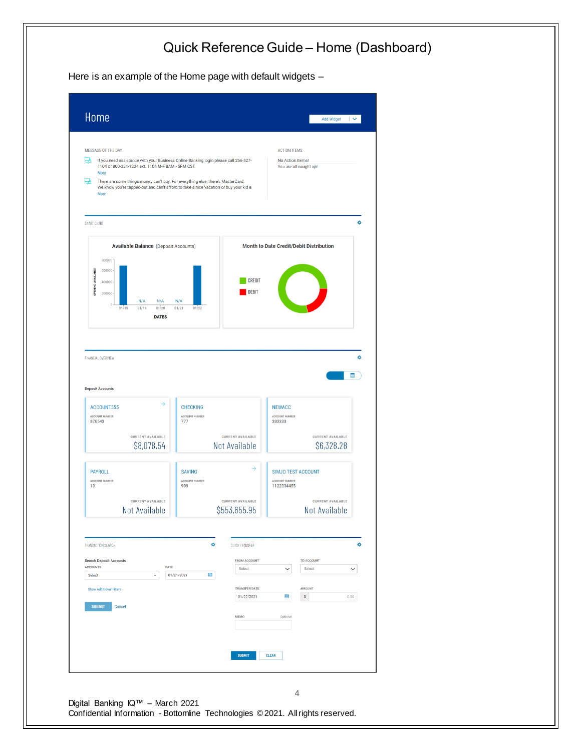# Quick Reference Guide – Home (Dashboard)

Here is an example of the Home page with default widgets –

Home

Add Widget

MESSAGE OF THE DAY

If you need assistance with your Business Online Banking login please call 256-327-1104 or 800-234-1234 ext. 1104 M-F 8AM - 5PM CST.
More

There are some things money can't buy. For everything else, there's MasterCard. We know you're tapped-out and can't afford to take a nice vacation or buy your kid a
More

ACTION ITEMS

No Action Items!
You are all caught up!

SMART CHART

Available Balance (Deposit Accounts)

OPENING AVAILABLE

800000
600000
400000
200000
0

N/A N/A N/A

01/15 01/19 01/20 01/21 01/22

DATES

Month to Date Credit/Debit Distribution

CREDIT
DEBIT

FINANCIAL OVERVIEW

Deposit Accounts

ACCOUNT555
ACCOUNT NUMBER
876543
CURRENT AVAILABLE
$8,078.54

CHECKING
ACCOUNT NUMBER
777
CURRENT AVAILABLE
Not Available

NEWACC
ACCOUNT NUMBER
333333
CURRENT AVAILABLE
$6,328.28

PAYROLL
ACCOUNT NUMBER
13
CURRENT AVAILABLE
Not Available

SAVING
ACCOUNT NUMBER
999
CURRENT AVAILABLE
$553,655.95

SIMJO TEST ACCOUNT
ACCOUNT NUMBER
1122334455
CURRENT AVAILABLE
Not Available

TRANSACTION SEARCH

Search Deposit Accounts
ACCOUNTS
Select
DATE
01/21/2021
Show Additional Filters
SUBMIT Cancel

QUICK TRANSFER

FROM ACCOUNT
Select
TO ACCOUNT
Select
TRANSFER DATE
01/22/2021
AMOUNT
$ 0.00
MEMO Optional
SUBMIT CLEAR

Digital Banking IQ™ – March 2021
Confidential Information - Bottomline Technologies © 2021. All rights reserved.